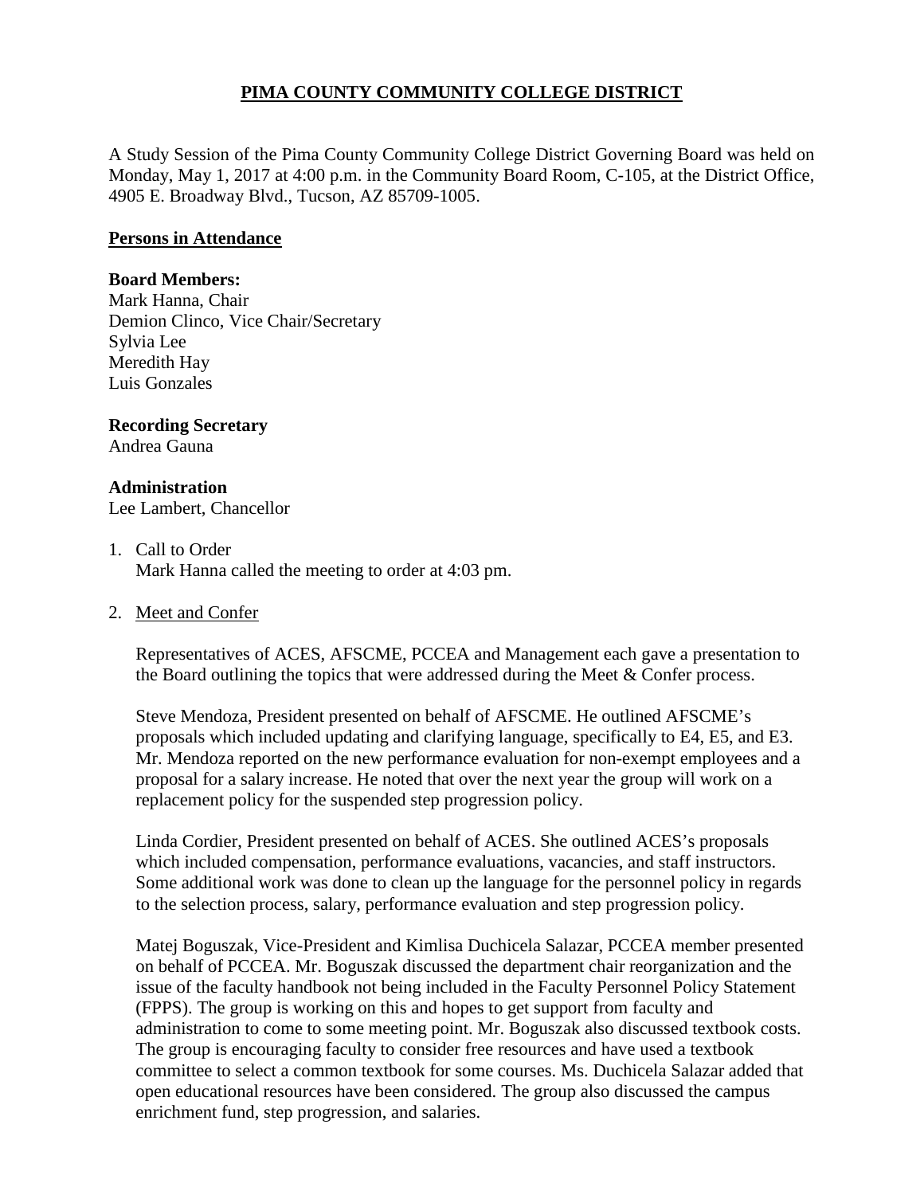# PIMA COUNTY COMMUNITY COLLEGE DISTRICT

A Study Session of the Pima County Community College District Governing Board was held on Monday, May 1, 2017 at 4:00 p.m. in the Community Board Room, C-105, at the District Office, 4905 E. Broadway Blvd., Tucson, AZ 85709-1005.

## Persons in Attendance

**Board Members:**
Mark Hanna, Chair
Demion Clinco, Vice Chair/Secretary
Sylvia Lee
Meredith Hay
Luis Gonzales

**Recording Secretary**
Andrea Gauna

**Administration**
Lee Lambert, Chancellor

1. Call to Order
   Mark Hanna called the meeting to order at 4:03 pm.

2. Meet and Confer

   Representatives of ACES, AFSCME, PCCEA and Management each gave a presentation to the Board outlining the topics that were addressed during the Meet & Confer process.

   Steve Mendoza, President presented on behalf of AFSCME. He outlined AFSCME's proposals which included updating and clarifying language, specifically to E4, E5, and E3. Mr. Mendoza reported on the new performance evaluation for non-exempt employees and a proposal for a salary increase. He noted that over the next year the group will work on a replacement policy for the suspended step progression policy.

   Linda Cordier, President presented on behalf of ACES. She outlined ACES's proposals which included compensation, performance evaluations, vacancies, and staff instructors. Some additional work was done to clean up the language for the personnel policy in regards to the selection process, salary, performance evaluation and step progression policy.

   Matej Boguszak, Vice-President and Kimlisa Duchicela Salazar, PCCEA member presented on behalf of PCCEA. Mr. Boguszak discussed the department chair reorganization and the issue of the faculty handbook not being included in the Faculty Personnel Policy Statement (FPPS). The group is working on this and hopes to get support from faculty and administration to come to some meeting point. Mr. Boguszak also discussed textbook costs. The group is encouraging faculty to consider free resources and have used a textbook committee to select a common textbook for some courses. Ms. Duchicela Salazar added that open educational resources have been considered. The group also discussed the campus enrichment fund, step progression, and salaries.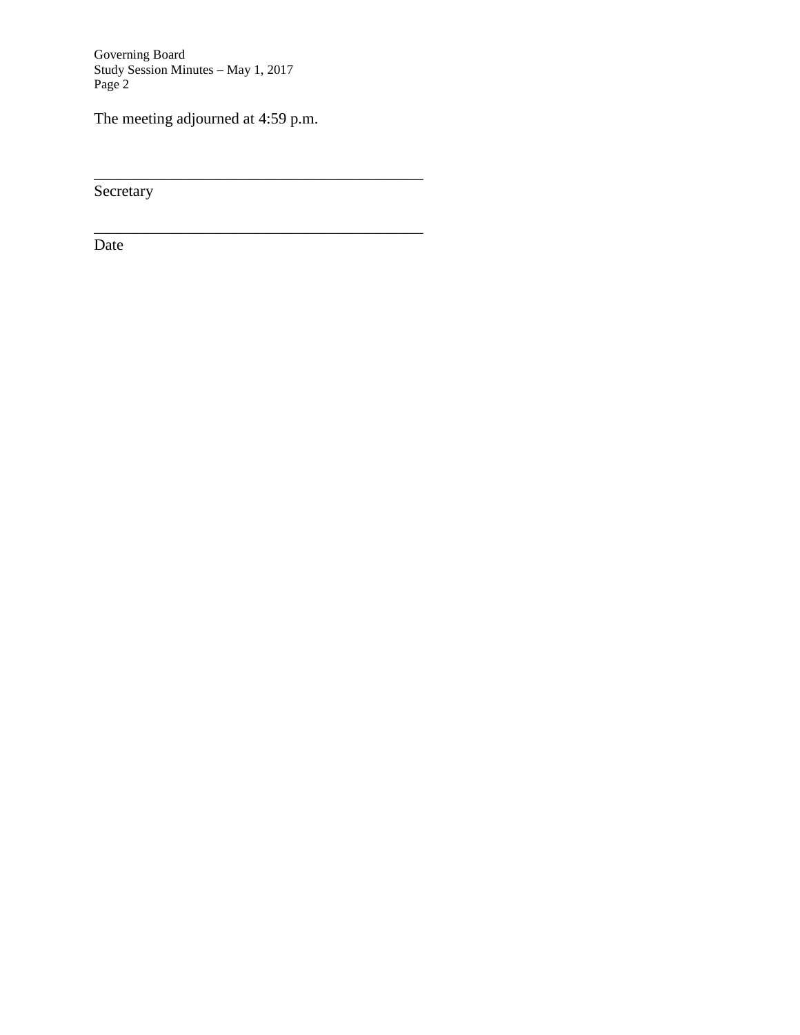The meeting adjourned at 4:59 p.m.

\_\_\_\_\_\_\_\_\_\_\_\_\_\_\_\_\_\_\_\_\_\_\_\_\_\_\_\_\_\_\_\_\_\_\_\_\_\_\_\_\_\_

Secretary

\_\_\_\_\_\_\_\_\_\_\_\_\_\_\_\_\_\_\_\_\_\_\_\_\_\_\_\_\_\_\_\_\_\_\_\_\_\_\_\_\_\_

Date